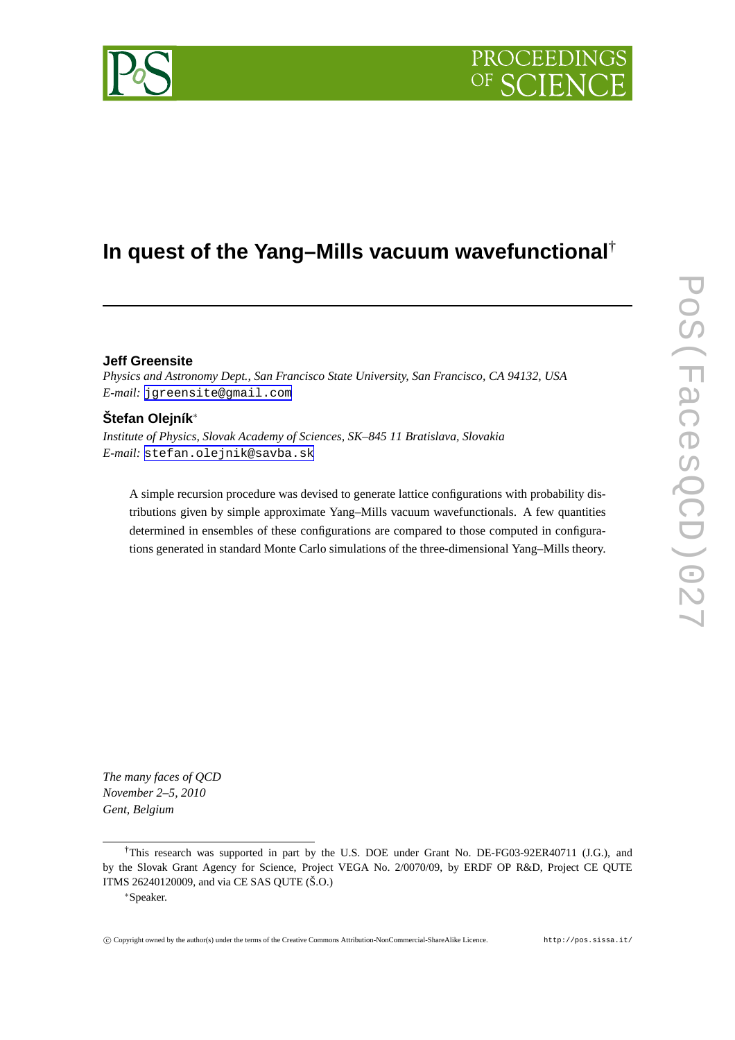# In quest of the Yang–Mills vacuum wavefunctional†

**Jeff Greensite**

*Physics and Astronomy Dept., San Francisco State University, San Francisco, CA 94132, USA*
*E-mail:* jgreensite@gmail.com

**Štefan Olejník***

*Institute of Physics, Slovak Academy of Sciences, SK–845 11 Bratislava, Slovakia*
*E-mail:* stefan.olejnik@savba.sk

> A simple recursion procedure was devised to generate lattice configurations with probability distributions given by simple approximate Yang–Mills vacuum wavefunctionals. A few quantities determined in ensembles of these configurations are compared to those computed in configurations generated in standard Monte Carlo simulations of the three-dimensional Yang–Mills theory.

*The many faces of QCD*
*November 2–5, 2010*
*Gent, Belgium*

---

†This research was supported in part by the U.S. DOE under Grant No. DE-FG03-92ER40711 (J.G.), and by the Slovak Grant Agency for Science, Project VEGA No. 2/0070/09, by ERDF OP R&D, Project CE QUTE ITMS 26240120009, and via CE SAS QUTE (Š.O.)

*Speaker.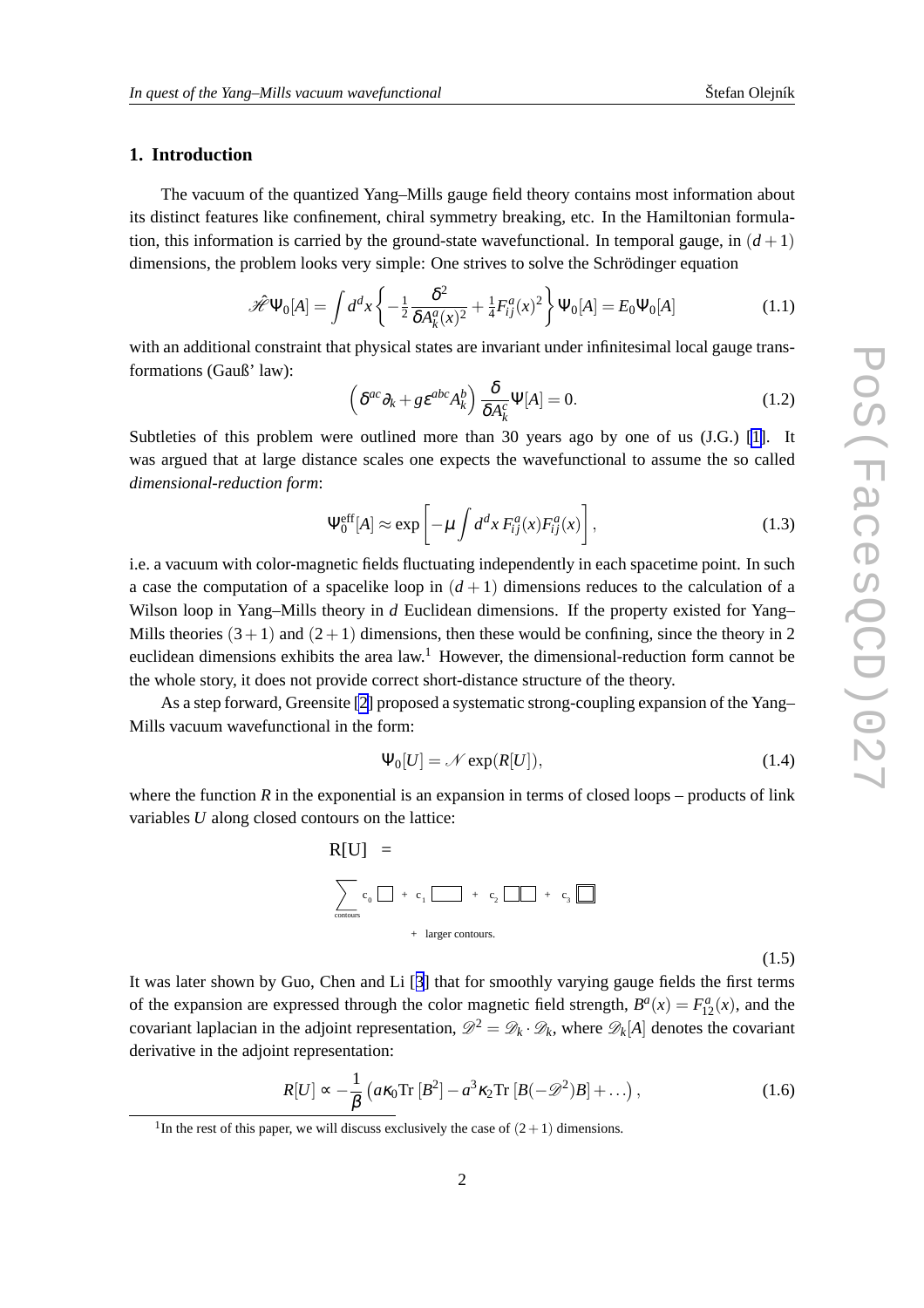## 1. Introduction

The vacuum of the quantized Yang–Mills gauge field theory contains most information about its distinct features like confinement, chiral symmetry breaking, etc. In the Hamiltonian formulation, this information is carried by the ground-state wavefunctional. In temporal gauge, in $(d+1)$ dimensions, the problem looks very simple: One strives to solve the Schrödinger equation

$$\hat{\mathscr{H}}\Psi_0[A] = \int d^d x \left\{ -\tfrac{1}{2}\frac{\delta^2}{\delta A_k^a(x)^2} + \tfrac{1}{4}F_{ij}^a(x)^2 \right\} \Psi_0[A] = E_0 \Psi_0[A] \tag{1.1}$$

with an additional constraint that physical states are invariant under infinitesimal local gauge transformations (Gauß' law):

$$\left(\delta^{ac}\partial_k + g\varepsilon^{abc}A_k^b\right)\frac{\delta}{\delta A_k^c}\Psi[A] = 0. \tag{1.2}$$

Subtleties of this problem were outlined more than 30 years ago by one of us (J.G.) [1]. It was argued that at large distance scales one expects the wavefunctional to assume the so called *dimensional-reduction form*:

$$\Psi_0^{\rm eff}[A] \approx \exp\left[-\mu \int d^d x\, F_{ij}^a(x) F_{ij}^a(x)\right], \tag{1.3}$$

i.e. a vacuum with color-magnetic fields fluctuating independently in each spacetime point. In such a case the computation of a spacelike loop in $(d+1)$ dimensions reduces to the calculation of a Wilson loop in Yang–Mills theory in $d$ Euclidean dimensions. If the property existed for Yang–Mills theories $(3+1)$ and $(2+1)$ dimensions, then these would be confining, since the theory in 2 euclidean dimensions exhibits the area law.[1] However, the dimensional-reduction form cannot be the whole story, it does not provide correct short-distance structure of the theory.

As a step forward, Greensite [2] proposed a systematic strong-coupling expansion of the Yang–Mills vacuum wavefunctional in the form:

$$\Psi_0[U] = \mathscr{N} \exp(R[U]), \tag{1.4}$$

where the function $R$ in the exponential is an expansion in terms of closed loops – products of link variables $U$ along closed contours on the lattice:

$$R[U] = \sum_{\rm contours} c_0 \,\square + c_1 \,\square\!\square + c_2 \,\square\,\square + c_3 \,\boxed{\square} + \text{larger contours.} \tag{1.5}$$

It was later shown by Guo, Chen and Li [3] that for smoothly varying gauge fields the first terms of the expansion are expressed through the color magnetic field strength, $B^a(x) = F_{12}^a(x)$, and the covariant laplacian in the adjoint representation, $\mathscr{D}^2 = \mathscr{D}_k \cdot \mathscr{D}_k$, where $\mathscr{D}_k[A]$ denotes the covariant derivative in the adjoint representation:

$$R[U] \propto -\frac{1}{\beta}\left(a\kappa_0 \mathrm{Tr}\,[B^2] - a^3\kappa_2 \mathrm{Tr}\,[B(-\mathscr{D}^2)B] + \ldots\right), \tag{1.6}$$

[1] In the rest of this paper, we will discuss exclusively the case of $(2+1)$ dimensions.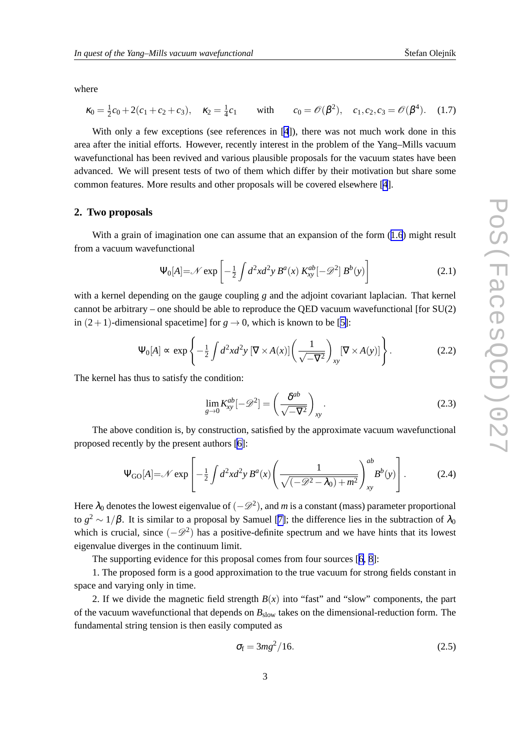where

$$\kappa_0 = \tfrac{1}{2}c_0 + 2(c_1 + c_2 + c_3), \quad \kappa_2 = \tfrac{1}{4}c_1 \qquad \text{with} \qquad c_0 = \mathscr{O}(\beta^2), \quad c_1, c_2, c_3 = \mathscr{O}(\beta^4). \tag{1.7}$$

With only a few exceptions (see references in [4]), there was not much work done in this area after the initial efforts. However, recently interest in the problem of the Yang–Mills vacuum wavefunctional has been revived and various plausible proposals for the vacuum states have been advanced. We will present tests of two of them which differ by their motivation but share some common features. More results and other proposals will be covered elsewhere [4].

## 2. Two proposals

With a grain of imagination one can assume that an expansion of the form (1.6) might result from a vacuum wavefunctional

$$\Psi_0[A] = \mathscr{N} \exp\left[-\tfrac{1}{2}\int d^2x d^2y\, B^a(x)\, K^{ab}_{xy}[-\mathscr{D}^2]\, B^b(y)\right] \tag{2.1}$$

with a kernel depending on the gauge coupling $g$ and the adjoint covariant laplacian. That kernel cannot be arbitrary – one should be able to reproduce the QED vacuum wavefunctional [for SU(2) in $(2+1)$-dimensional spacetime] for $g \to 0$, which is known to be [5]:

$$\Psi_0[A] \propto \exp\left\{-\tfrac{1}{2}\int d^2x d^2y\, [\nabla \times A(x)]\left(\frac{1}{\sqrt{-\nabla^2}}\right)_{xy} [\nabla \times A(y)]\right\}. \tag{2.2}$$

The kernel has thus to satisfy the condition:

$$\lim_{g\to 0} K^{ab}_{xy}[-\mathscr{D}^2] = \left(\frac{\delta^{ab}}{\sqrt{-\nabla^2}}\right)_{xy}. \tag{2.3}$$

The above condition is, by construction, satisfied by the approximate vacuum wavefunctional proposed recently by the present authors [6]:

$$\Psi_{\rm GO}[A] = \mathscr{N} \exp\left[-\tfrac{1}{2}\int d^2x d^2y\, B^a(x)\left(\frac{1}{\sqrt{(-\mathscr{D}^2 - \lambda_0) + m^2}}\right)^{ab}_{xy} B^b(y)\right]. \tag{2.4}$$

Here $\lambda_0$ denotes the lowest eigenvalue of $(-\mathscr{D}^2)$, and $m$ is a constant (mass) parameter proportional to $g^2 \sim 1/\beta$. It is similar to a proposal by Samuel [7]; the difference lies in the subtraction of $\lambda_0$ which is crucial, since $(-\mathscr{D}^2)$ has a positive-definite spectrum and we have hints that its lowest eigenvalue diverges in the continuum limit.

The supporting evidence for this proposal comes from four sources [6, 8]:

1. The proposed form is a good approximation to the true vacuum for strong fields constant in space and varying only in time.

2. If we divide the magnetic field strength $B(x)$ into "fast" and "slow" components, the part of the vacuum wavefunctional that depends on $B_{\rm slow}$ takes on the dimensional-reduction form. The fundamental string tension is then easily computed as

$$\sigma_{\rm f} = 3mg^2/16. \tag{2.5}$$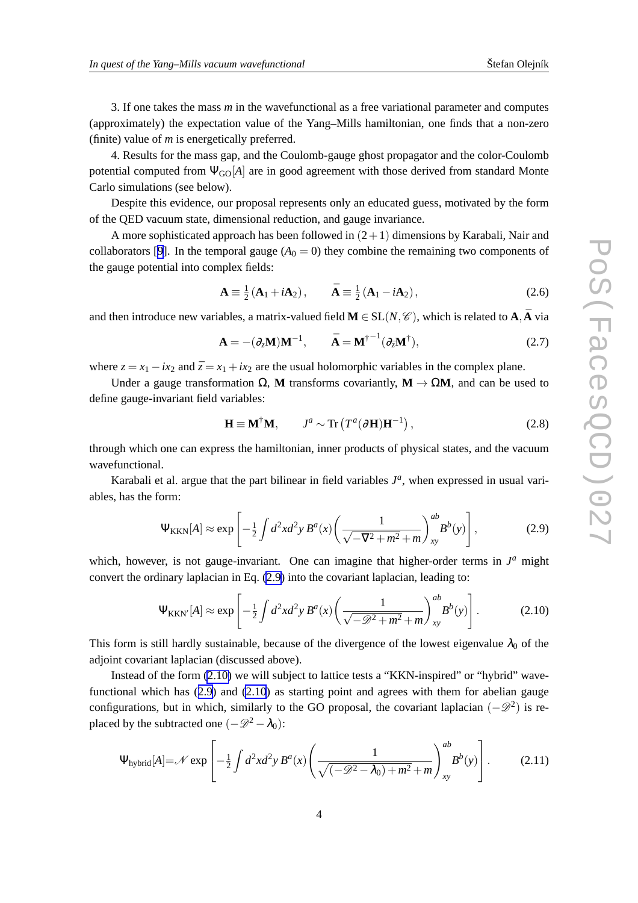3. If one takes the mass $m$ in the wavefunctional as a free variational parameter and computes (approximately) the expectation value of the Yang–Mills hamiltonian, one finds that a non-zero (finite) value of $m$ is energetically preferred.

4. Results for the mass gap, and the Coulomb-gauge ghost propagator and the color-Coulomb potential computed from $\Psi_{\rm GO}[A]$ are in good agreement with those derived from standard Monte Carlo simulations (see below).

Despite this evidence, our proposal represents only an educated guess, motivated by the form of the QED vacuum state, dimensional reduction, and gauge invariance.

A more sophisticated approach has been followed in $(2+1)$ dimensions by Karabali, Nair and collaborators [9]. In the temporal gauge ($A_0 = 0$) they combine the remaining two components of the gauge potential into complex fields:

$$\mathbf{A} \equiv \tfrac{1}{2}\left(\mathbf{A}_1 + i\mathbf{A}_2\right), \qquad \bar{\mathbf{A}} \equiv \tfrac{1}{2}\left(\mathbf{A}_1 - i\mathbf{A}_2\right), \tag{2.6}$$

and then introduce new variables, a matrix-valued field $\mathbf{M} \in \mathrm{SL}(N,\mathscr{C})$, which is related to $\mathbf{A}, \bar{\mathbf{A}}$ via

$$\mathbf{A} = -(\partial_z \mathbf{M})\mathbf{M}^{-1}, \qquad \bar{\mathbf{A}} = \mathbf{M}^{\dagger^{-1}}(\partial_{\bar{z}}\mathbf{M}^\dagger), \tag{2.7}$$

where $z = x_1 - ix_2$ and $\bar{z} = x_1 + ix_2$ are the usual holomorphic variables in the complex plane.

Under a gauge transformation $\Omega$, $\mathbf{M}$ transforms covariantly, $\mathbf{M} \to \Omega\mathbf{M}$, and can be used to define gauge-invariant field variables:

$$\mathbf{H} \equiv \mathbf{M}^\dagger \mathbf{M}, \qquad J^a \sim \mathrm{Tr}\left(T^a (\partial \mathbf{H})\mathbf{H}^{-1}\right), \tag{2.8}$$

through which one can express the hamiltonian, inner products of physical states, and the vacuum wavefunctional.

Karabali et al. argue that the part bilinear in field variables $J^a$, when expressed in usual variables, has the form:

$$\Psi_{\rm KKN}[A] \approx \exp\left[-\tfrac{1}{2}\int d^2x d^2y\, B^a(x)\left(\frac{1}{\sqrt{-\nabla^2 + m^2} + m}\right)^{ab}_{xy} B^b(y)\right], \tag{2.9}$$

which, however, is not gauge-invariant. One can imagine that higher-order terms in $J^a$ might convert the ordinary laplacian in Eq. (2.9) into the covariant laplacian, leading to:

$$\Psi_{\rm KKN'}[A] \approx \exp\left[-\tfrac{1}{2}\int d^2x d^2y\, B^a(x)\left(\frac{1}{\sqrt{-\mathscr{D}^2 + m^2} + m}\right)^{ab}_{xy} B^b(y)\right]. \tag{2.10}$$

This form is still hardly sustainable, because of the divergence of the lowest eigenvalue $\lambda_0$ of the adjoint covariant laplacian (discussed above).

Instead of the form (2.10) we will subject to lattice tests a "KKN-inspired" or "hybrid" wavefunctional which has (2.9) and (2.10) as starting point and agrees with them for abelian gauge configurations, but in which, similarly to the GO proposal, the covariant laplacian $(-\mathscr{D}^2)$ is replaced by the subtracted one $(-\mathscr{D}^2 - \lambda_0)$:

$$\Psi_{\rm hybrid}[A] = \mathscr{N}\exp\left[-\tfrac{1}{2}\int d^2x d^2y\, B^a(x)\left(\frac{1}{\sqrt{(-\mathscr{D}^2 - \lambda_0) + m^2} + m}\right)^{ab}_{xy} B^b(y)\right]. \tag{2.11}$$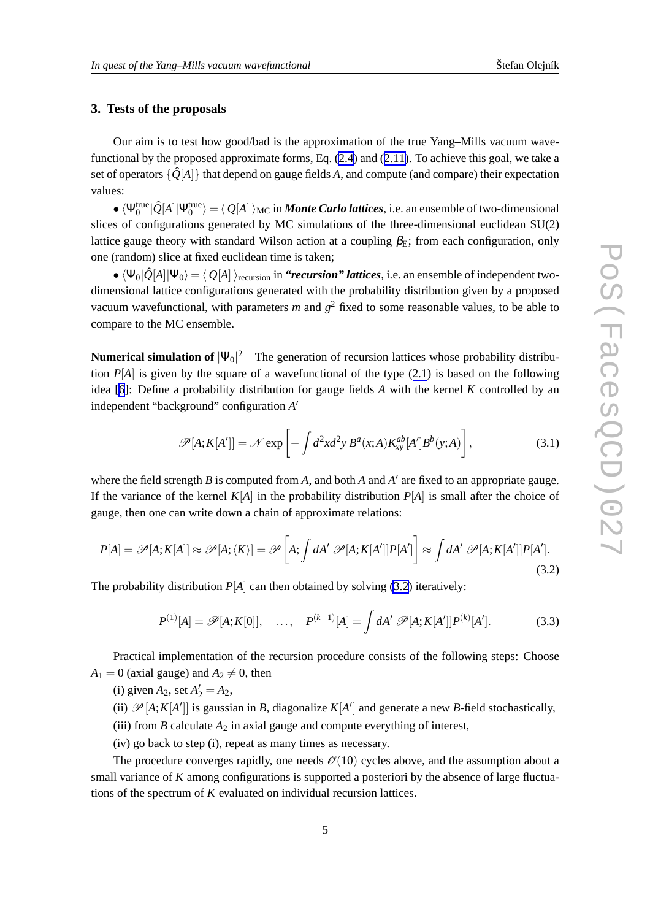## 3. Tests of the proposals

Our aim is to test how good/bad is the approximation of the true Yang–Mills vacuum wavefunctional by the proposed approximate forms, Eq. (2.4) and (2.11). To achieve this goal, we take a set of operators $\{\hat{Q}[A]\}$ that depend on gauge fields $A$, and compute (and compare) their expectation values:

• $\langle\Psi_0^{\rm true}|\hat{Q}[A]|\Psi_0^{\rm true}\rangle = \langle\, Q[A]\,\rangle_{\rm MC}$ in ***Monte Carlo lattices***, i.e. an ensemble of two-dimensional slices of configurations generated by MC simulations of the three-dimensional euclidean SU(2) lattice gauge theory with standard Wilson action at a coupling $\beta_{\rm E}$; from each configuration, only one (random) slice at fixed euclidean time is taken;

• $\langle\Psi_0|\hat{Q}[A]|\Psi_0\rangle = \langle\, Q[A]\,\rangle_{\rm recursion}$ in ***"recursion" lattices***, i.e. an ensemble of independent two-dimensional lattice configurations generated with the probability distribution given by a proposed vacuum wavefunctional, with parameters $m$ and $g^2$ fixed to some reasonable values, to be able to compare to the MC ensemble.

**Numerical simulation of $|\Psi_0|^2$** The generation of recursion lattices whose probability distribution $P[A]$ is given by the square of a wavefunctional of the type (2.1) is based on the following idea [6]: Define a probability distribution for gauge fields $A$ with the kernel $K$ controlled by an independent "background" configuration $A'$

$$\mathscr{P}[A;K[A']] = \mathscr{N}\exp\left[-\int d^2x d^2y\, B^a(x;A) K^{ab}_{xy}[A'] B^b(y;A)\right], \tag{3.1}$$

where the field strength $B$ is computed from $A$, and both $A$ and $A'$ are fixed to an appropriate gauge. If the variance of the kernel $K[A]$ in the probability distribution $P[A]$ is small after the choice of gauge, then one can write down a chain of approximate relations:

$$P[A] = \mathscr{P}[A;K[A]] \approx \mathscr{P}[A;\langle K\rangle] = \mathscr{P}\left[A;\int dA'\; \mathscr{P}[A;K[A']]P[A']\right] \approx \int dA'\; \mathscr{P}[A;K[A']]P[A']. \tag{3.2}$$

The probability distribution $P[A]$ can then obtained by solving (3.2) iteratively:

$$P^{(1)}[A] = \mathscr{P}[A;K[0]], \quad \ldots, \quad P^{(k+1)}[A] = \int dA'\; \mathscr{P}[A;K[A']]P^{(k)}[A']. \tag{3.3}$$

Practical implementation of the recursion procedure consists of the following steps: Choose $A_1 = 0$ (axial gauge) and $A_2 \neq 0$, then

(i) given $A_2$, set $A'_2 = A_2$,

(ii) $\mathscr{P}[A;K[A']]$ is gaussian in $B$, diagonalize $K[A']$ and generate a new $B$-field stochastically,

(iii) from $B$ calculate $A_2$ in axial gauge and compute everything of interest,

(iv) go back to step (i), repeat as many times as necessary.

The procedure converges rapidly, one needs $\mathscr{O}(10)$ cycles above, and the assumption about a small variance of $K$ among configurations is supported a posteriori by the absence of large fluctuations of the spectrum of $K$ evaluated on individual recursion lattices.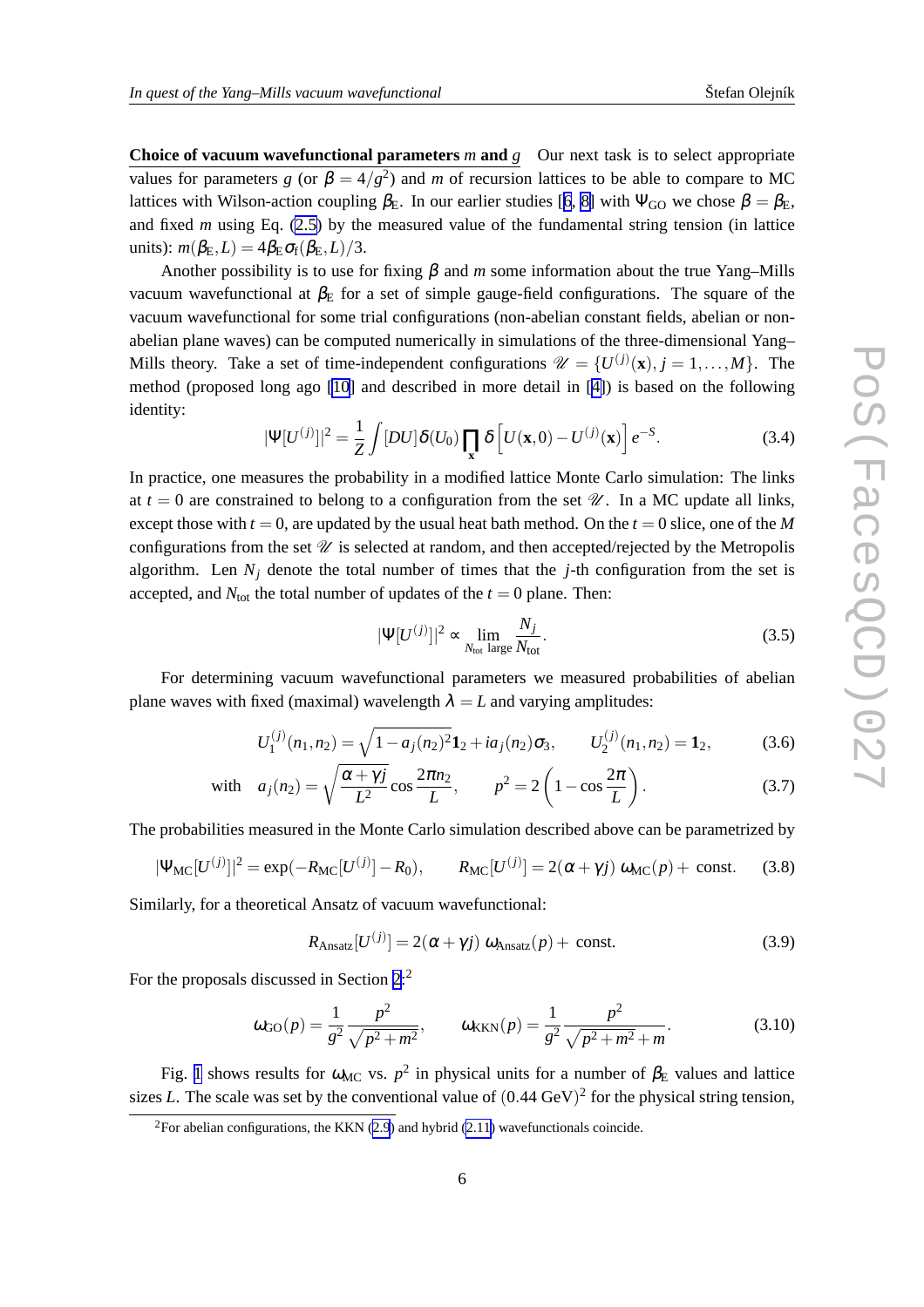**Choice of vacuum wavefunctional parameters $m$ and $g$** Our next task is to select appropriate values for parameters $g$ (or $\beta = 4/g^2$) and $m$ of recursion lattices to be able to compare to MC lattices with Wilson-action coupling $\beta_E$. In our earlier studies [6, 8] with $\Psi_{GO}$ we chose $\beta = \beta_E$, and fixed $m$ using Eq. (2.5) by the measured value of the fundamental string tension (in lattice units): $m(\beta_E, L) = 4\beta_E \sigma_f(\beta_E, L)/3$.

Another possibility is to use for fixing $\beta$ and $m$ some information about the true Yang–Mills vacuum wavefunctional at $\beta_E$ for a set of simple gauge-field configurations. The square of the vacuum wavefunctional for some trial configurations (non-abelian constant fields, abelian or non-abelian plane waves) can be computed numerically in simulations of the three-dimensional Yang–Mills theory. Take a set of time-independent configurations $\mathscr{U} = \{U^{(j)}(\mathbf{x}), j = 1, \ldots, M\}$. The method (proposed long ago [10] and described in more detail in [4]) is based on the following identity:

$$|\Psi[U^{(j)}]|^2 = \frac{1}{Z} \int [DU] \delta(U_0) \prod_{\mathbf{x}} \delta\left[U(\mathbf{x}, 0) - U^{(j)}(\mathbf{x})\right] e^{-S}. \tag{3.4}$$

In practice, one measures the probability in a modified lattice Monte Carlo simulation: The links at $t = 0$ are constrained to belong to a configuration from the set $\mathscr{U}$. In a MC update all links, except those with $t = 0$, are updated by the usual heat bath method. On the $t = 0$ slice, one of the $M$ configurations from the set $\mathscr{U}$ is selected at random, and then accepted/rejected by the Metropolis algorithm. Len $N_j$ denote the total number of times that the $j$-th configuration from the set is accepted, and $N_{\rm tot}$ the total number of updates of the $t = 0$ plane. Then:

$$|\Psi[U^{(j)}]|^2 \propto \lim_{N_{\rm tot}\ \rm large} \frac{N_j}{N_{\rm tot}}. \tag{3.5}$$

For determining vacuum wavefunctional parameters we measured probabilities of abelian plane waves with fixed (maximal) wavelength $\lambda = L$ and varying amplitudes:

$$U_1^{(j)}(n_1, n_2) = \sqrt{1 - a_j(n_2)^2}\,\mathbf{1}_2 + i a_j(n_2)\sigma_3, \qquad U_2^{(j)}(n_1, n_2) = \mathbf{1}_2, \tag{3.6}$$

$$\text{with} \quad a_j(n_2) = \sqrt{\frac{\alpha + \gamma j}{L^2}} \cos\frac{2\pi n_2}{L}, \qquad p^2 = 2\left(1 - \cos\frac{2\pi}{L}\right). \tag{3.7}$$

The probabilities measured in the Monte Carlo simulation described above can be parametrized by

$$|\Psi_{\rm MC}[U^{(j)}]|^2 = \exp(-R_{\rm MC}[U^{(j)}] - R_0), \qquad R_{\rm MC}[U^{(j)}] = 2(\alpha + \gamma j)\ \omega_{\rm MC}(p) + \text{ const.} \tag{3.8}$$

Similarly, for a theoretical Ansatz of vacuum wavefunctional:

$$R_{\rm Ansatz}[U^{(j)}] = 2(\alpha + \gamma j)\ \omega_{\rm Ansatz}(p) + \text{ const.} \tag{3.9}$$

For the proposals discussed in Section 2:[2]

$$\omega_{\rm GO}(p) = \frac{1}{g^2} \frac{p^2}{\sqrt{p^2 + m^2}}, \qquad \omega_{\rm KKN}(p) = \frac{1}{g^2} \frac{p^2}{\sqrt{p^2 + m^2} + m}. \tag{3.10}$$

Fig. 1 shows results for $\omega_{\rm MC}$ vs. $p^2$ in physical units for a number of $\beta_E$ values and lattice sizes $L$. The scale was set by the conventional value of $(0.44\ \text{GeV})^2$ for the physical string tension,

[2] For abelian configurations, the KKN (2.9) and hybrid (2.11) wavefunctionals coincide.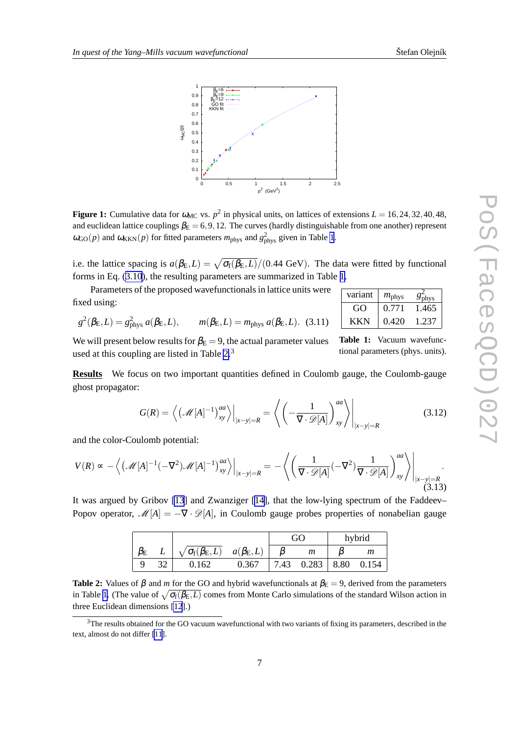**Figure 1:** Cumulative data for $\omega_{\rm MC}$ vs. $p^2$ in physical units, on lattices of extensions $L = 16, 24, 32, 40, 48$, and euclidean lattice couplings $\beta_{\rm E} = 6, 9, 12$. The curves (hardly distinguishable from one another) represent $\omega_{\rm GO}(p)$ and $\omega_{\rm KKN}(p)$ for fitted parameters $m_{\rm phys}$ and $g^2_{\rm phys}$ given in Table 1.

i.e. the lattice spacing is $a(\beta_{\rm E}, L) = \sqrt{\sigma_{\rm f}(\beta_{\rm E}, L)}/(0.44~{\rm GeV})$. The data were fitted by functional forms in Eq. (3.10), the resulting parameters are summarized in Table 1.

Parameters of the proposed wavefunctionals in lattice units were fixed using:

$$g^2(\beta_{\rm E}, L) = g^2_{\rm phys}\, a(\beta_{\rm E}, L), \qquad m(\beta_{\rm E}, L) = m_{\rm phys}\, a(\beta_{\rm E}, L). \quad (3.11)$$

We will present below results for $\beta_{\rm E} = 9$, the actual parameter values used at this coupling are listed in Table 2.[3]

| variant | $m_{\rm phys}$ | $g^2_{\rm phys}$ |
|---|---|---|
| GO | 0.771 | 1.465 |
| KKN | 0.420 | 1.237 |

**Table 1:** Vacuum wavefunctional parameters (phys. units).

**Results** We focus on two important quantities defined in Coulomb gauge, the Coulomb-gauge ghost propagator:

$$G(R) = \left\langle \left(\mathscr{M}[A]^{-1}\right)^{aa}_{xy} \right\rangle\Big|_{|x-y|=R} = \left\langle \left( -\frac{1}{\nabla\cdot\mathscr{D}[A]} \right)^{aa}_{xy} \right\rangle\Big|_{|x-y|=R} \tag{3.12}$$

and the color-Coulomb potential:

$$V(R) \propto -\left\langle \left(\mathscr{M}[A]^{-1}(-\nabla^2).\mathscr{M}[A]^{-1}\right)^{aa}_{xy} \right\rangle\Big|_{|x-y|=R} = -\left\langle \left( \frac{1}{\nabla\cdot\mathscr{D}[A]}(-\nabla^2)\frac{1}{\nabla\cdot\mathscr{D}[A]} \right)^{aa}_{xy} \right\rangle\Big|_{|x-y|=R}. \tag{3.13}$$

It was argued by Gribov [13] and Zwanziger [14], that the low-lying spectrum of the Faddeev–Popov operator, $\mathscr{M}[A] = -\nabla\cdot\mathscr{D}[A]$, in Coulomb gauge probes properties of nonabelian gauge

| $\beta_{\rm E}$ | $L$ | $\sqrt{\sigma_{\rm f}(\beta_{\rm E}, L)}$ | $a(\beta_{\rm E}, L)$ | GO $\beta$ | GO $m$ | hybrid $\beta$ | hybrid $m$ |
|---|---|---|---|---|---|---|---|
| 9 | 32 | 0.162 | 0.367 | 7.43 | 0.283 | 8.80 | 0.154 |

**Table 2:** Values of $\beta$ and $m$ for the GO and hybrid wavefunctionals at $\beta_{\rm E} = 9$, derived from the parameters in Table 1. (The value of $\sqrt{\sigma_{\rm f}(\beta_{\rm E}, L)}$ comes from Monte Carlo simulations of the standard Wilson action in three Euclidean dimensions [12].)

[3] The results obtained for the GO vacuum wavefunctional with two variants of fixing its parameters, described in the text, almost do not differ [11].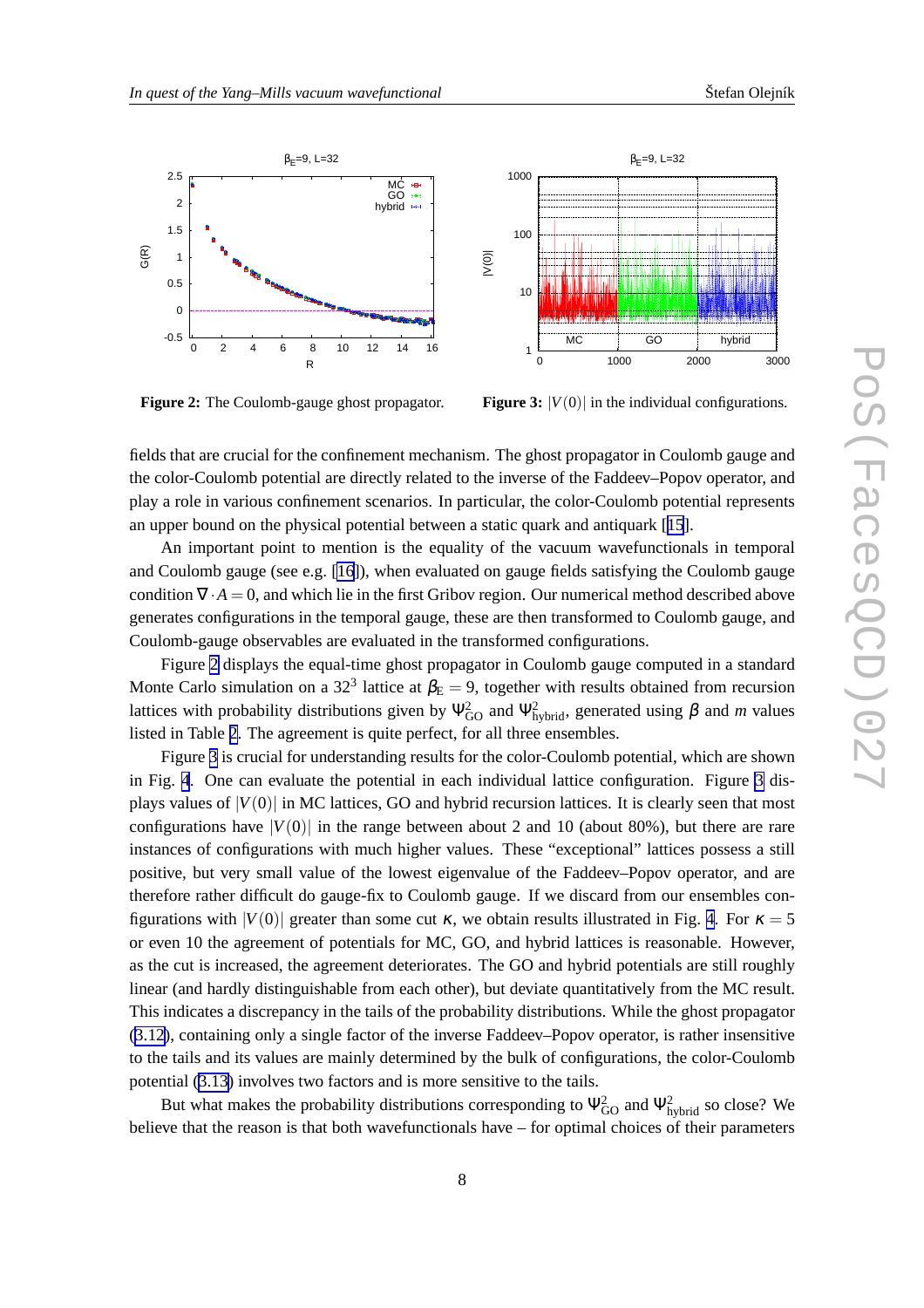**Figure 2:** The Coulomb-gauge ghost propagator.

**Figure 3:** $|V(0)|$ in the individual configurations.

fields that are crucial for the confinement mechanism. The ghost propagator in Coulomb gauge and the color-Coulomb potential are directly related to the inverse of the Faddeev–Popov operator, and play a role in various confinement scenarios. In particular, the color-Coulomb potential represents an upper bound on the physical potential between a static quark and antiquark [15].

An important point to mention is the equality of the vacuum wavefunctionals in temporal and Coulomb gauge (see e.g. [16]), when evaluated on gauge fields satisfying the Coulomb gauge condition $\nabla \cdot A = 0$, and which lie in the first Gribov region. Our numerical method described above generates configurations in the temporal gauge, these are then transformed to Coulomb gauge, and Coulomb-gauge observables are evaluated in the transformed configurations.

Figure 2 displays the equal-time ghost propagator in Coulomb gauge computed in a standard Monte Carlo simulation on a $32^3$ lattice at $\beta_E = 9$, together with results obtained from recursion lattices with probability distributions given by $\Psi^2_{\rm GO}$ and $\Psi^2_{\rm hybrid}$, generated using $\beta$ and $m$ values listed in Table 2. The agreement is quite perfect, for all three ensembles.

Figure 3 is crucial for understanding results for the color-Coulomb potential, which are shown in Fig. 4. One can evaluate the potential in each individual lattice configuration. Figure 3 displays values of $|V(0)|$ in MC lattices, GO and hybrid recursion lattices. It is clearly seen that most configurations have $|V(0)|$ in the range between about 2 and 10 (about 80%), but there are rare instances of configurations with much higher values. These "exceptional" lattices possess a still positive, but very small value of the lowest eigenvalue of the Faddeev–Popov operator, and are therefore rather difficult do gauge-fix to Coulomb gauge. If we discard from our ensembles configurations with $|V(0)|$ greater than some cut $\kappa$, we obtain results illustrated in Fig. 4. For $\kappa = 5$ or even 10 the agreement of potentials for MC, GO, and hybrid lattices is reasonable. However, as the cut is increased, the agreement deteriorates. The GO and hybrid potentials are still roughly linear (and hardly distinguishable from each other), but deviate quantitatively from the MC result. This indicates a discrepancy in the tails of the probability distributions. While the ghost propagator (3.12), containing only a single factor of the inverse Faddeev–Popov operator, is rather insensitive to the tails and its values are mainly determined by the bulk of configurations, the color-Coulomb potential (3.13) involves two factors and is more sensitive to the tails.

But what makes the probability distributions corresponding to $\Psi^2_{\rm GO}$ and $\Psi^2_{\rm hybrid}$ so close? We believe that the reason is that both wavefunctionals have – for optimal choices of their parameters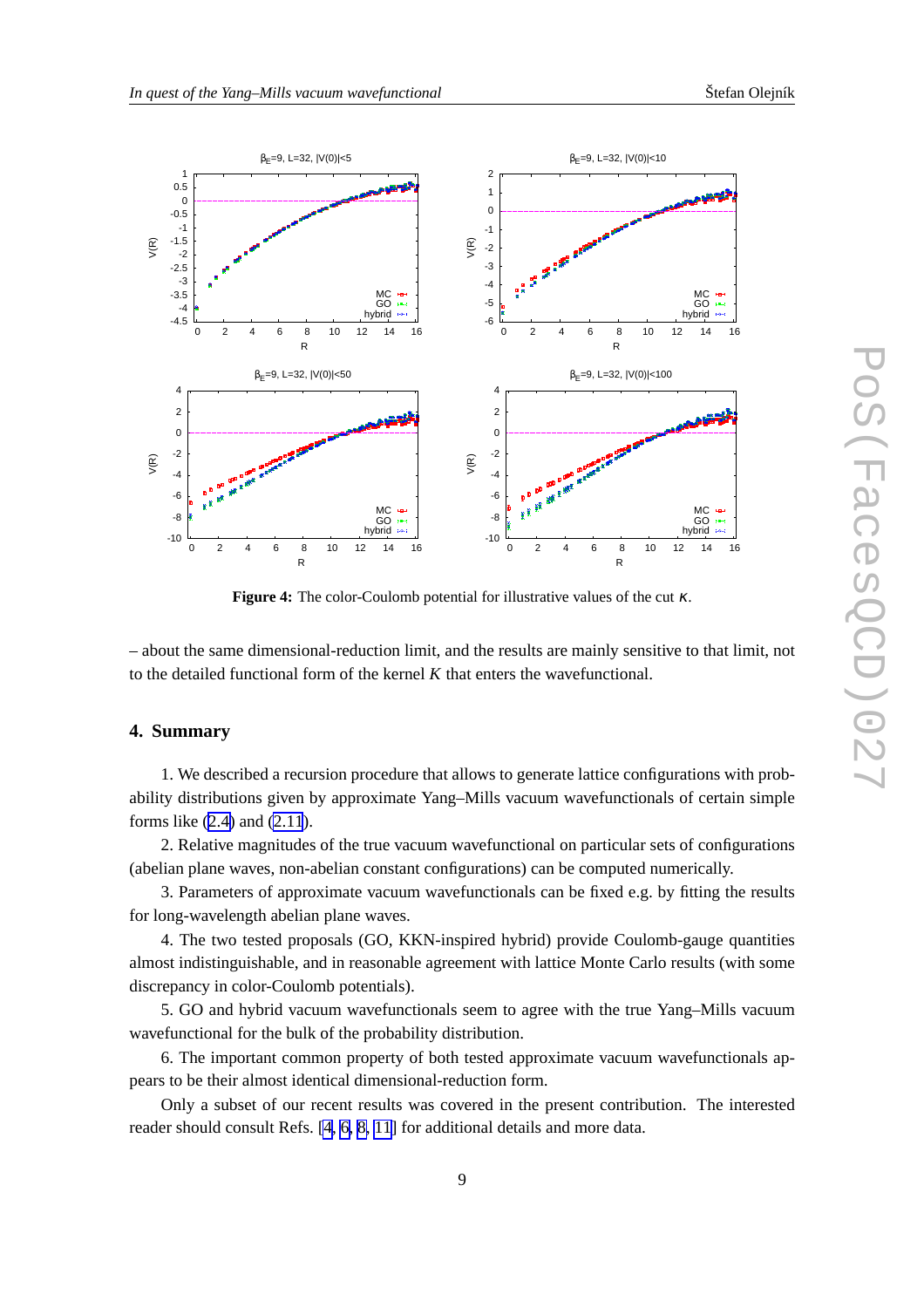**Figure 4:** The color-Coulomb potential for illustrative values of the cut $\kappa$.

– about the same dimensional-reduction limit, and the results are mainly sensitive to that limit, not to the detailed functional form of the kernel $K$ that enters the wavefunctional.

## 4. Summary

1. We described a recursion procedure that allows to generate lattice configurations with probability distributions given by approximate Yang–Mills vacuum wavefunctionals of certain simple forms like (2.4) and (2.11).

2. Relative magnitudes of the true vacuum wavefunctional on particular sets of configurations (abelian plane waves, non-abelian constant configurations) can be computed numerically.

3. Parameters of approximate vacuum wavefunctionals can be fixed e.g. by fitting the results for long-wavelength abelian plane waves.

4. The two tested proposals (GO, KKN-inspired hybrid) provide Coulomb-gauge quantities almost indistinguishable, and in reasonable agreement with lattice Monte Carlo results (with some discrepancy in color-Coulomb potentials).

5. GO and hybrid vacuum wavefunctionals seem to agree with the true Yang–Mills vacuum wavefunctional for the bulk of the probability distribution.

6. The important common property of both tested approximate vacuum wavefunctionals appears to be their almost identical dimensional-reduction form.

Only a subset of our recent results was covered in the present contribution. The interested reader should consult Refs. [4, 6, 8, 11] for additional details and more data.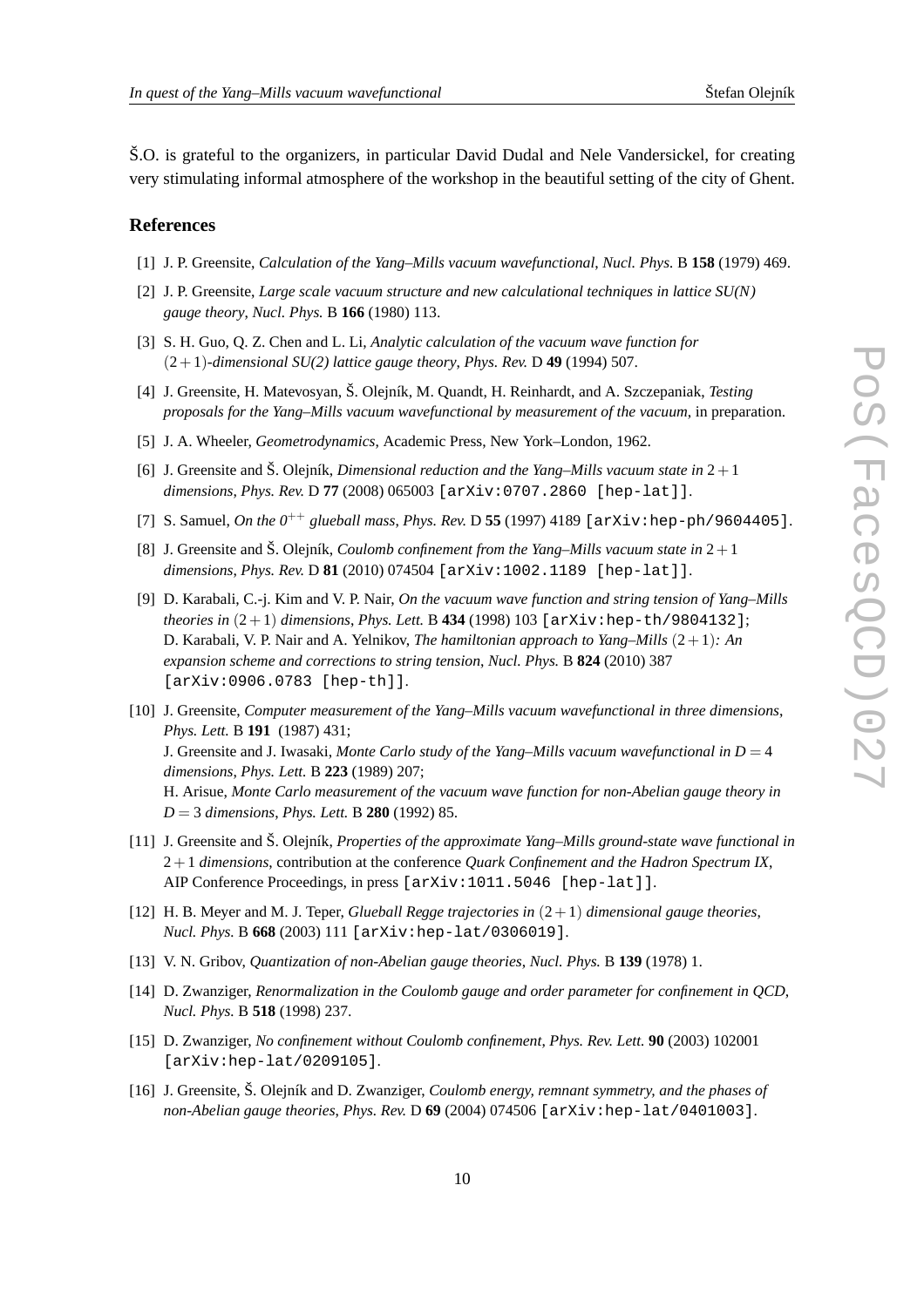Š.O. is grateful to the organizers, in particular David Dudal and Nele Vandersickel, for creating very stimulating informal atmosphere of the workshop in the beautiful setting of the city of Ghent.

## References

[1] J. P. Greensite, *Calculation of the Yang–Mills vacuum wavefunctional*, *Nucl. Phys.* B **158** (1979) 469.

[2] J. P. Greensite, *Large scale vacuum structure and new calculational techniques in lattice SU(N) gauge theory*, *Nucl. Phys.* B **166** (1980) 113.

[3] S. H. Guo, Q. Z. Chen and L. Li, *Analytic calculation of the vacuum wave function for* $(2+1)$*-dimensional SU(2) lattice gauge theory*, *Phys. Rev.* D **49** (1994) 507.

[4] J. Greensite, H. Matevosyan, Š. Olejník, M. Quandt, H. Reinhardt, and A. Szczepaniak, *Testing proposals for the Yang–Mills vacuum wavefunctional by measurement of the vacuum*, in preparation.

[5] J. A. Wheeler, *Geometrodynamics*, Academic Press, New York–London, 1962.

[6] J. Greensite and Š. Olejník, *Dimensional reduction and the Yang–Mills vacuum state in* $2+1$ *dimensions*, *Phys. Rev.* D **77** (2008) 065003 [arXiv:0707.2860 [hep-lat]].

[7] S. Samuel, *On the* $0^{++}$ *glueball mass*, *Phys. Rev.* D **55** (1997) 4189 [arXiv:hep-ph/9604405].

[8] J. Greensite and Š. Olejník, *Coulomb confinement from the Yang–Mills vacuum state in* $2+1$ *dimensions*, *Phys. Rev.* D **81** (2010) 074504 [arXiv:1002.1189 [hep-lat]].

[9] D. Karabali, C.-j. Kim and V. P. Nair, *On the vacuum wave function and string tension of Yang–Mills theories in* $(2+1)$ *dimensions*, *Phys. Lett.* B **434** (1998) 103 [arXiv:hep-th/9804132];
D. Karabali, V. P. Nair and A. Yelnikov, *The hamiltonian approach to Yang–Mills* $(2+1)$*: An expansion scheme and corrections to string tension*, *Nucl. Phys.* B **824** (2010) 387 [arXiv:0906.0783 [hep-th]].

[10] J. Greensite, *Computer measurement of the Yang–Mills vacuum wavefunctional in three dimensions*, *Phys. Lett.* B **191** (1987) 431;
J. Greensite and J. Iwasaki, *Monte Carlo study of the Yang–Mills vacuum wavefunctional in* $D=4$ *dimensions*, *Phys. Lett.* B **223** (1989) 207;
H. Arisue, *Monte Carlo measurement of the vacuum wave function for non-Abelian gauge theory in* $D=3$ *dimensions*, *Phys. Lett.* B **280** (1992) 85.

[11] J. Greensite and Š. Olejník, *Properties of the approximate Yang–Mills ground-state wave functional in* $2+1$ *dimensions*, contribution at the conference *Quark Confinement and the Hadron Spectrum IX*, AIP Conference Proceedings, in press [arXiv:1011.5046 [hep-lat]].

[12] H. B. Meyer and M. J. Teper, *Glueball Regge trajectories in* $(2+1)$ *dimensional gauge theories*, *Nucl. Phys.* B **668** (2003) 111 [arXiv:hep-lat/0306019].

[13] V. N. Gribov, *Quantization of non-Abelian gauge theories*, *Nucl. Phys.* B **139** (1978) 1.

[14] D. Zwanziger, *Renormalization in the Coulomb gauge and order parameter for confinement in QCD*, *Nucl. Phys.* B **518** (1998) 237.

[15] D. Zwanziger, *No confinement without Coulomb confinement*, *Phys. Rev. Lett.* **90** (2003) 102001 [arXiv:hep-lat/0209105].

[16] J. Greensite, Š. Olejník and D. Zwanziger, *Coulomb energy, remnant symmetry, and the phases of non-Abelian gauge theories*, *Phys. Rev.* D **69** (2004) 074506 [arXiv:hep-lat/0401003].